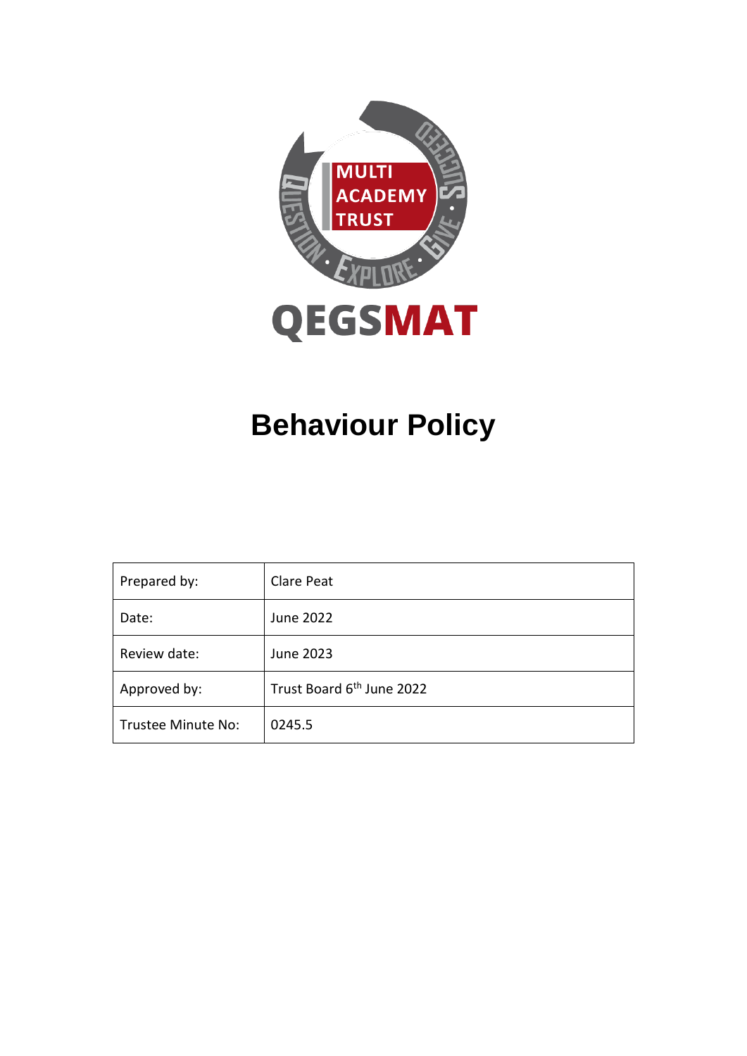MULTI ACADEMY TRUST

QUESTION · EXPLORE · GIVE · SUCCEED

QEGSMAT

# Behaviour Policy

| Prepared by: | Clare Peat |
|---|---|
| Date: | June 2022 |
| Review date: | June 2023 |
| Approved by: | Trust Board 6th June 2022 |
| Trustee Minute No: | 0245.5 |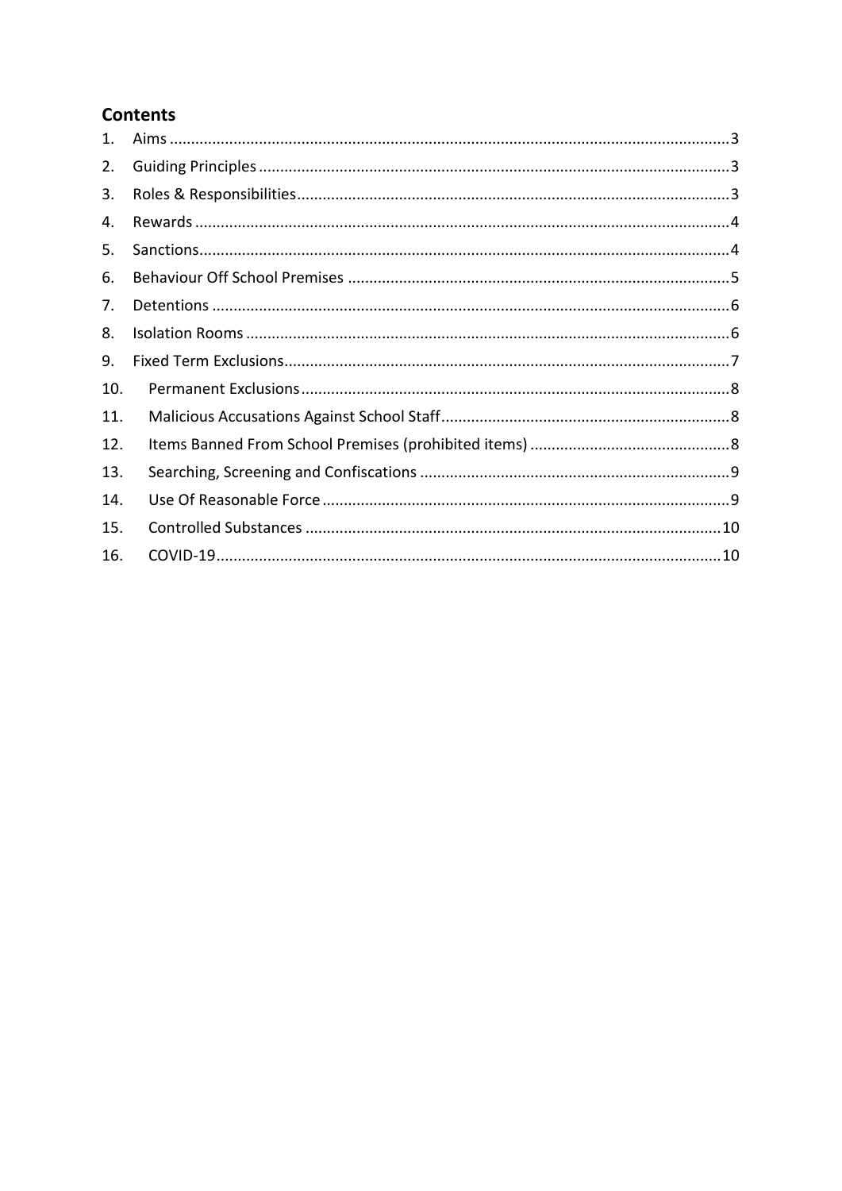## Contents

1. Aims ....................................................................................................................... 3
2. Guiding Principles ................................................................................................. 3
3. Roles & Responsibilities ........................................................................................ 3
4. Rewards ................................................................................................................ 4
5. Sanctions ............................................................................................................... 4
6. Behaviour Off School Premises ............................................................................ 5
7. Detentions ............................................................................................................ 6
8. Isolation Rooms .................................................................................................... 6
9. Fixed Term Exclusions ........................................................................................... 7
10. Permanent Exclusions ......................................................................................... 8
11. Malicious Accusations Against School Staff ....................................................... 8
12. Items Banned From School Premises (prohibited items) .................................. 8
13. Searching, Screening and Confiscations ............................................................ 9
14. Use Of Reasonable Force .................................................................................... 9
15. Controlled Substances ...................................................................................... 10
16. COVID-19 ........................................................................................................... 10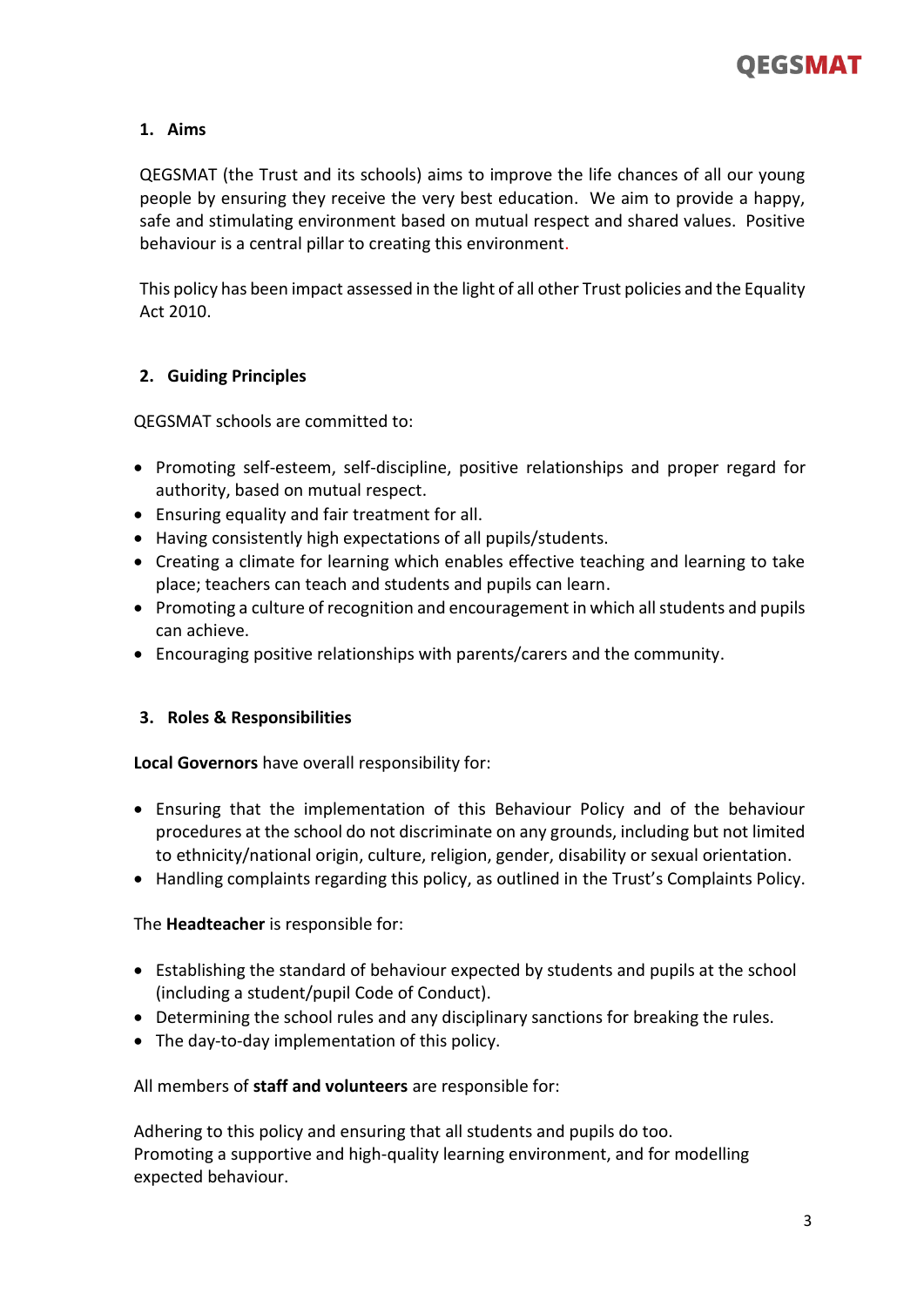## 1. Aims

QEGSMAT (the Trust and its schools) aims to improve the life chances of all our young people by ensuring they receive the very best education. We aim to provide a happy, safe and stimulating environment based on mutual respect and shared values. Positive behaviour is a central pillar to creating this environment.

This policy has been impact assessed in the light of all other Trust policies and the Equality Act 2010.

## 2. Guiding Principles

QEGSMAT schools are committed to:

- Promoting self-esteem, self-discipline, positive relationships and proper regard for authority, based on mutual respect.
- Ensuring equality and fair treatment for all.
- Having consistently high expectations of all pupils/students.
- Creating a climate for learning which enables effective teaching and learning to take place; teachers can teach and students and pupils can learn.
- Promoting a culture of recognition and encouragement in which all students and pupils can achieve.
- Encouraging positive relationships with parents/carers and the community.

## 3. Roles & Responsibilities

**Local Governors** have overall responsibility for:

- Ensuring that the implementation of this Behaviour Policy and of the behaviour procedures at the school do not discriminate on any grounds, including but not limited to ethnicity/national origin, culture, religion, gender, disability or sexual orientation.
- Handling complaints regarding this policy, as outlined in the Trust's Complaints Policy.

The **Headteacher** is responsible for:

- Establishing the standard of behaviour expected by students and pupils at the school (including a student/pupil Code of Conduct).
- Determining the school rules and any disciplinary sanctions for breaking the rules.
- The day-to-day implementation of this policy.

All members of **staff and volunteers** are responsible for:

Adhering to this policy and ensuring that all students and pupils do too.
Promoting a supportive and high-quality learning environment, and for modelling expected behaviour.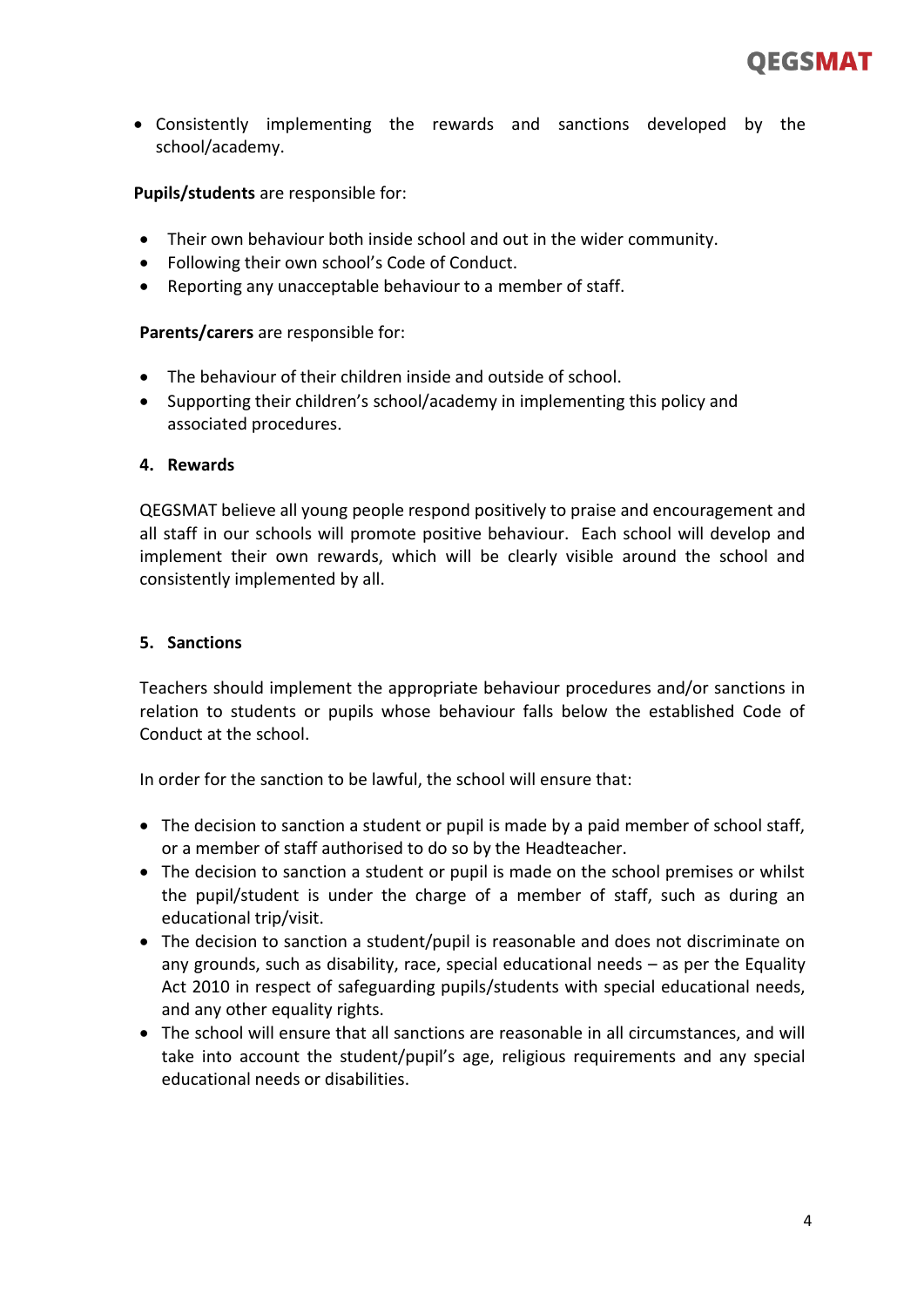- Consistently implementing the rewards and sanctions developed by the school/academy.

**Pupils/students** are responsible for:

- Their own behaviour both inside school and out in the wider community.
- Following their own school's Code of Conduct.
- Reporting any unacceptable behaviour to a member of staff.

**Parents/carers** are responsible for:

- The behaviour of their children inside and outside of school.
- Supporting their children's school/academy in implementing this policy and associated procedures.

## 4. Rewards

QEGSMAT believe all young people respond positively to praise and encouragement and all staff in our schools will promote positive behaviour. Each school will develop and implement their own rewards, which will be clearly visible around the school and consistently implemented by all.

## 5. Sanctions

Teachers should implement the appropriate behaviour procedures and/or sanctions in relation to students or pupils whose behaviour falls below the established Code of Conduct at the school.

In order for the sanction to be lawful, the school will ensure that:

- The decision to sanction a student or pupil is made by a paid member of school staff, or a member of staff authorised to do so by the Headteacher.
- The decision to sanction a student or pupil is made on the school premises or whilst the pupil/student is under the charge of a member of staff, such as during an educational trip/visit.
- The decision to sanction a student/pupil is reasonable and does not discriminate on any grounds, such as disability, race, special educational needs – as per the Equality Act 2010 in respect of safeguarding pupils/students with special educational needs, and any other equality rights.
- The school will ensure that all sanctions are reasonable in all circumstances, and will take into account the student/pupil's age, religious requirements and any special educational needs or disabilities.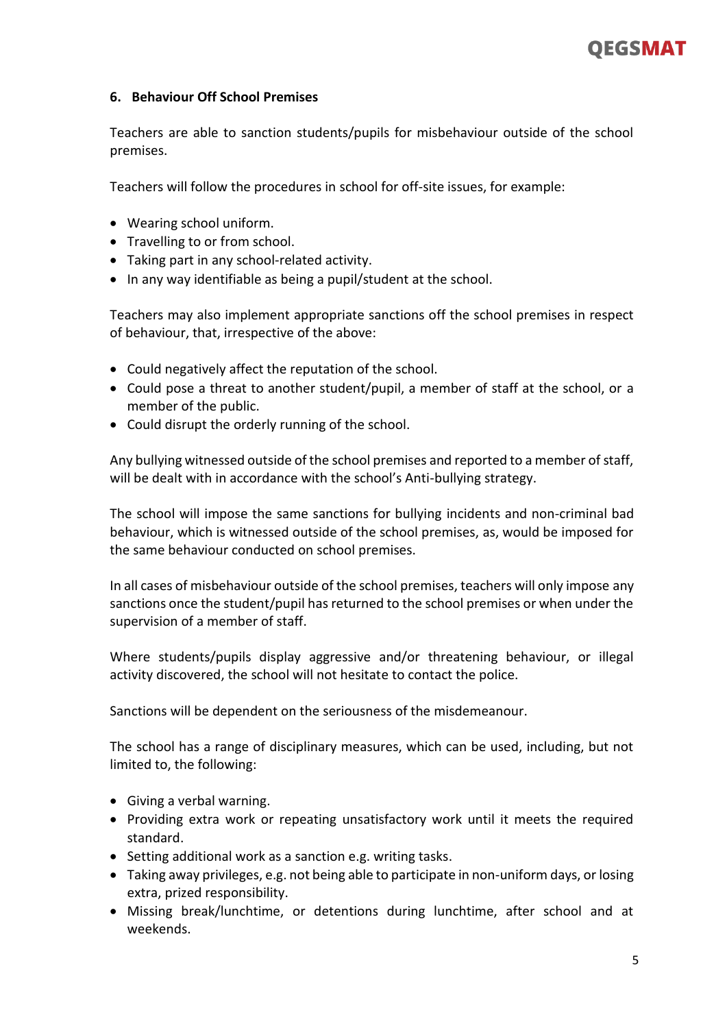## 6. Behaviour Off School Premises

Teachers are able to sanction students/pupils for misbehaviour outside of the school premises.

Teachers will follow the procedures in school for off-site issues, for example:

- Wearing school uniform.
- Travelling to or from school.
- Taking part in any school-related activity.
- In any way identifiable as being a pupil/student at the school.

Teachers may also implement appropriate sanctions off the school premises in respect of behaviour, that, irrespective of the above:

- Could negatively affect the reputation of the school.
- Could pose a threat to another student/pupil, a member of staff at the school, or a member of the public.
- Could disrupt the orderly running of the school.

Any bullying witnessed outside of the school premises and reported to a member of staff, will be dealt with in accordance with the school's Anti-bullying strategy.

The school will impose the same sanctions for bullying incidents and non-criminal bad behaviour, which is witnessed outside of the school premises, as, would be imposed for the same behaviour conducted on school premises.

In all cases of misbehaviour outside of the school premises, teachers will only impose any sanctions once the student/pupil has returned to the school premises or when under the supervision of a member of staff.

Where students/pupils display aggressive and/or threatening behaviour, or illegal activity discovered, the school will not hesitate to contact the police.

Sanctions will be dependent on the seriousness of the misdemeanour.

The school has a range of disciplinary measures, which can be used, including, but not limited to, the following:

- Giving a verbal warning.
- Providing extra work or repeating unsatisfactory work until it meets the required standard.
- Setting additional work as a sanction e.g. writing tasks.
- Taking away privileges, e.g. not being able to participate in non-uniform days, or losing extra, prized responsibility.
- Missing break/lunchtime, or detentions during lunchtime, after school and at weekends.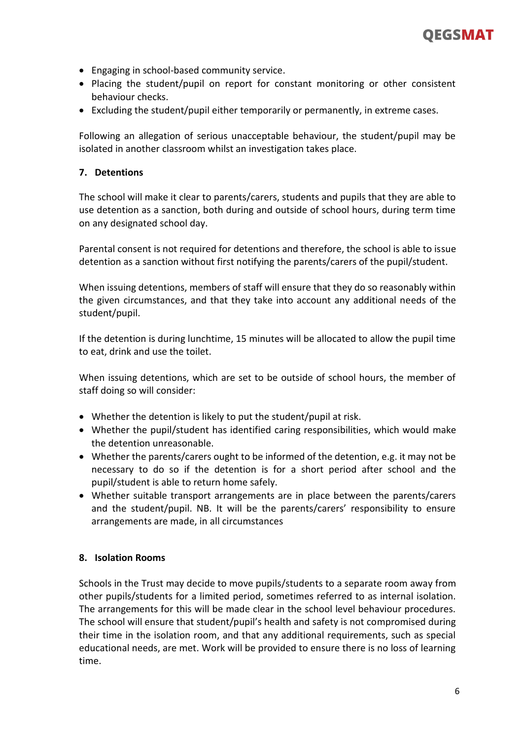- Engaging in school-based community service.
- Placing the student/pupil on report for constant monitoring or other consistent behaviour checks.
- Excluding the student/pupil either temporarily or permanently, in extreme cases.

Following an allegation of serious unacceptable behaviour, the student/pupil may be isolated in another classroom whilst an investigation takes place.

## 7. Detentions

The school will make it clear to parents/carers, students and pupils that they are able to use detention as a sanction, both during and outside of school hours, during term time on any designated school day.

Parental consent is not required for detentions and therefore, the school is able to issue detention as a sanction without first notifying the parents/carers of the pupil/student.

When issuing detentions, members of staff will ensure that they do so reasonably within the given circumstances, and that they take into account any additional needs of the student/pupil.

If the detention is during lunchtime, 15 minutes will be allocated to allow the pupil time to eat, drink and use the toilet.

When issuing detentions, which are set to be outside of school hours, the member of staff doing so will consider:

- Whether the detention is likely to put the student/pupil at risk.
- Whether the pupil/student has identified caring responsibilities, which would make the detention unreasonable.
- Whether the parents/carers ought to be informed of the detention, e.g. it may not be necessary to do so if the detention is for a short period after school and the pupil/student is able to return home safely.
- Whether suitable transport arrangements are in place between the parents/carers and the student/pupil. NB. It will be the parents/carers' responsibility to ensure arrangements are made, in all circumstances

## 8. Isolation Rooms

Schools in the Trust may decide to move pupils/students to a separate room away from other pupils/students for a limited period, sometimes referred to as internal isolation. The arrangements for this will be made clear in the school level behaviour procedures. The school will ensure that student/pupil's health and safety is not compromised during their time in the isolation room, and that any additional requirements, such as special educational needs, are met. Work will be provided to ensure there is no loss of learning time.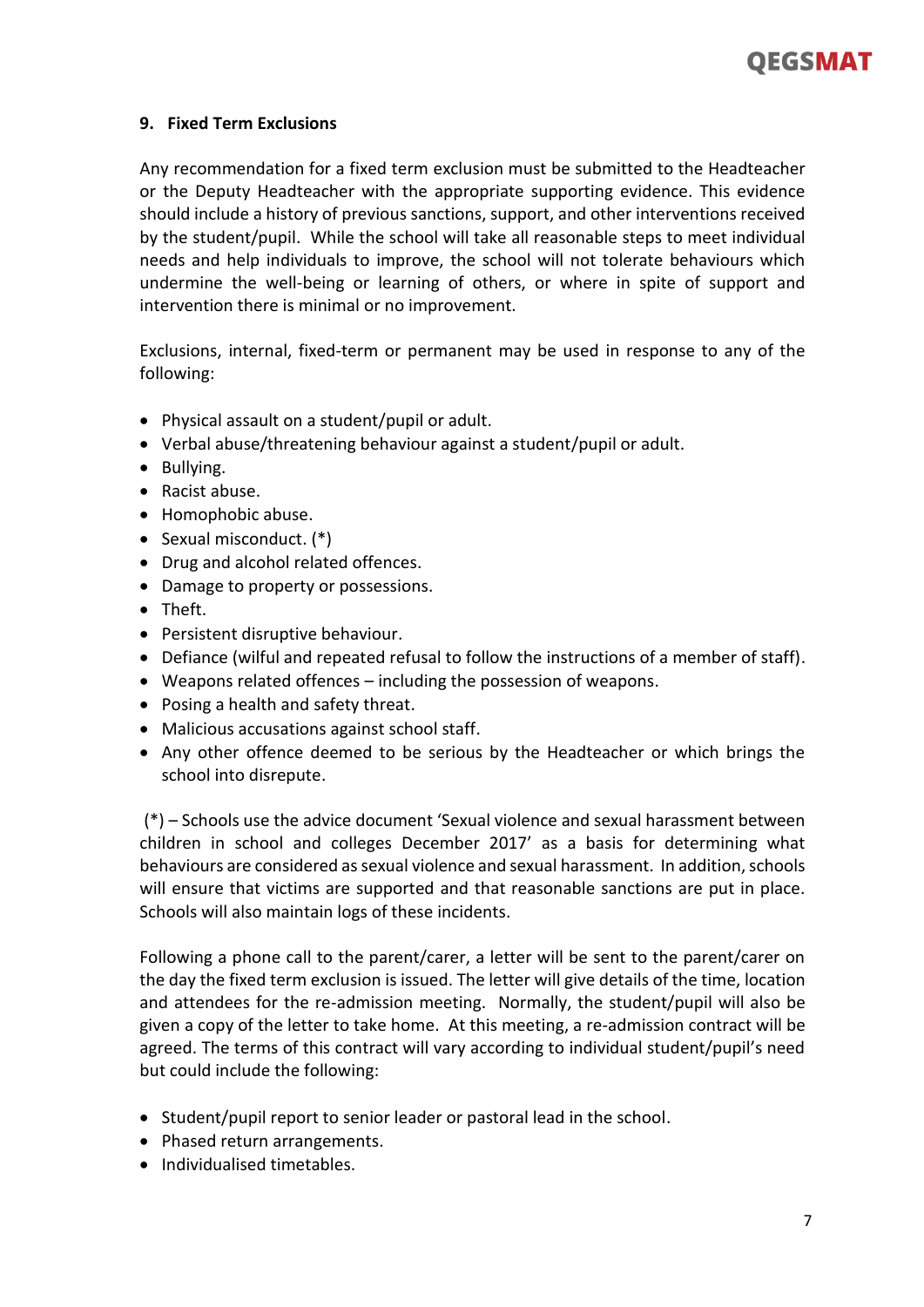## 9. Fixed Term Exclusions

Any recommendation for a fixed term exclusion must be submitted to the Headteacher or the Deputy Headteacher with the appropriate supporting evidence. This evidence should include a history of previous sanctions, support, and other interventions received by the student/pupil. While the school will take all reasonable steps to meet individual needs and help individuals to improve, the school will not tolerate behaviours which undermine the well-being or learning of others, or where in spite of support and intervention there is minimal or no improvement.

Exclusions, internal, fixed-term or permanent may be used in response to any of the following:

- Physical assault on a student/pupil or adult.
- Verbal abuse/threatening behaviour against a student/pupil or adult.
- Bullying.
- Racist abuse.
- Homophobic abuse.
- Sexual misconduct. (*)
- Drug and alcohol related offences.
- Damage to property or possessions.
- Theft.
- Persistent disruptive behaviour.
- Defiance (wilful and repeated refusal to follow the instructions of a member of staff).
- Weapons related offences – including the possession of weapons.
- Posing a health and safety threat.
- Malicious accusations against school staff.
- Any other offence deemed to be serious by the Headteacher or which brings the school into disrepute.

(*) – Schools use the advice document 'Sexual violence and sexual harassment between children in school and colleges December 2017' as a basis for determining what behaviours are considered as sexual violence and sexual harassment. In addition, schools will ensure that victims are supported and that reasonable sanctions are put in place. Schools will also maintain logs of these incidents.

Following a phone call to the parent/carer, a letter will be sent to the parent/carer on the day the fixed term exclusion is issued. The letter will give details of the time, location and attendees for the re-admission meeting. Normally, the student/pupil will also be given a copy of the letter to take home. At this meeting, a re-admission contract will be agreed. The terms of this contract will vary according to individual student/pupil's need but could include the following:

- Student/pupil report to senior leader or pastoral lead in the school.
- Phased return arrangements.
- Individualised timetables.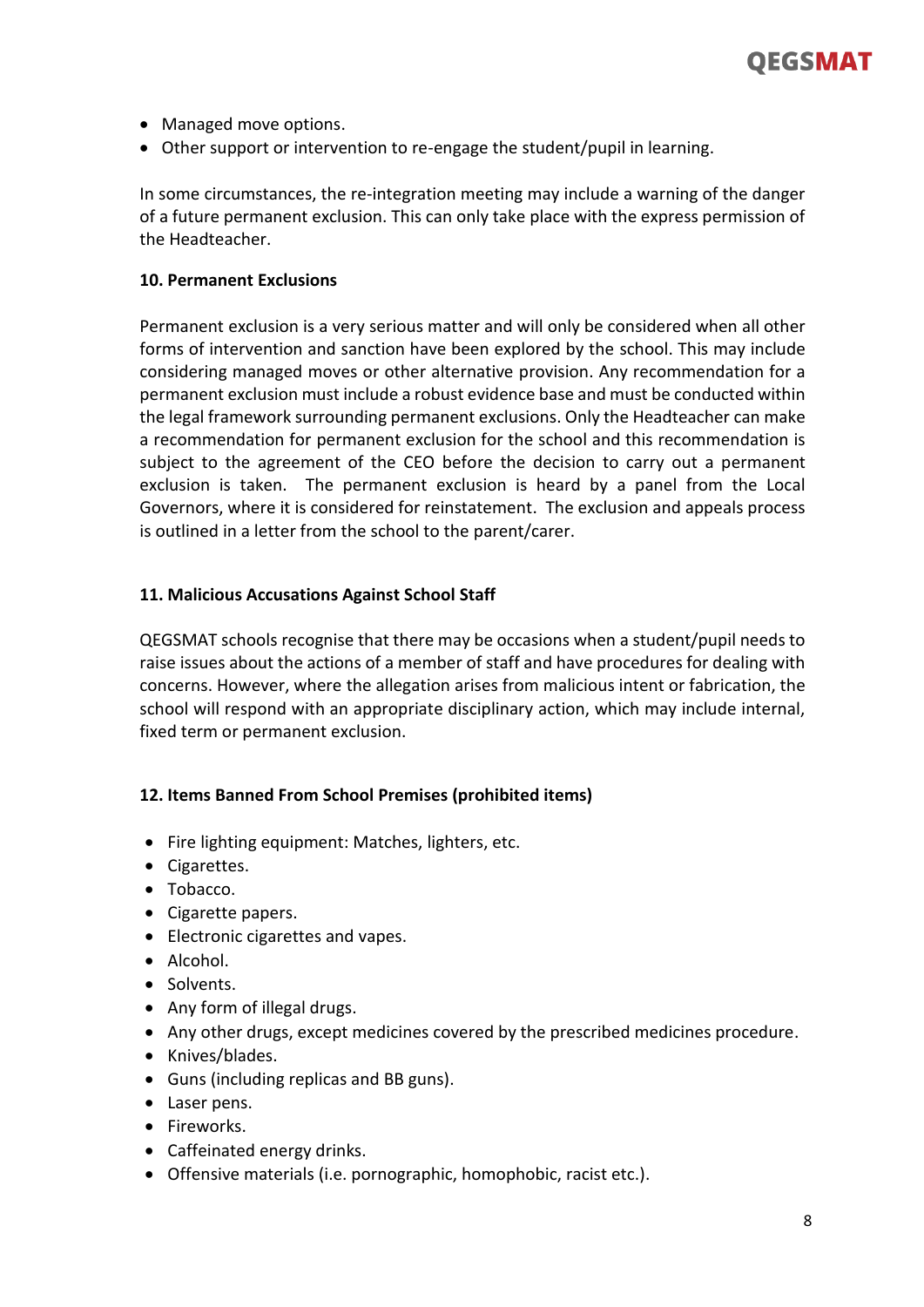- Managed move options.
- Other support or intervention to re-engage the student/pupil in learning.

In some circumstances, the re-integration meeting may include a warning of the danger of a future permanent exclusion. This can only take place with the express permission of the Headteacher.

**10. Permanent Exclusions**

Permanent exclusion is a very serious matter and will only be considered when all other forms of intervention and sanction have been explored by the school. This may include considering managed moves or other alternative provision. Any recommendation for a permanent exclusion must include a robust evidence base and must be conducted within the legal framework surrounding permanent exclusions. Only the Headteacher can make a recommendation for permanent exclusion for the school and this recommendation is subject to the agreement of the CEO before the decision to carry out a permanent exclusion is taken. The permanent exclusion is heard by a panel from the Local Governors, where it is considered for reinstatement. The exclusion and appeals process is outlined in a letter from the school to the parent/carer.

**11. Malicious Accusations Against School Staff**

QEGSMAT schools recognise that there may be occasions when a student/pupil needs to raise issues about the actions of a member of staff and have procedures for dealing with concerns. However, where the allegation arises from malicious intent or fabrication, the school will respond with an appropriate disciplinary action, which may include internal, fixed term or permanent exclusion.

**12. Items Banned From School Premises (prohibited items)**

- Fire lighting equipment: Matches, lighters, etc.
- Cigarettes.
- Tobacco.
- Cigarette papers.
- Electronic cigarettes and vapes.
- Alcohol.
- Solvents.
- Any form of illegal drugs.
- Any other drugs, except medicines covered by the prescribed medicines procedure.
- Knives/blades.
- Guns (including replicas and BB guns).
- Laser pens.
- Fireworks.
- Caffeinated energy drinks.
- Offensive materials (i.e. pornographic, homophobic, racist etc.).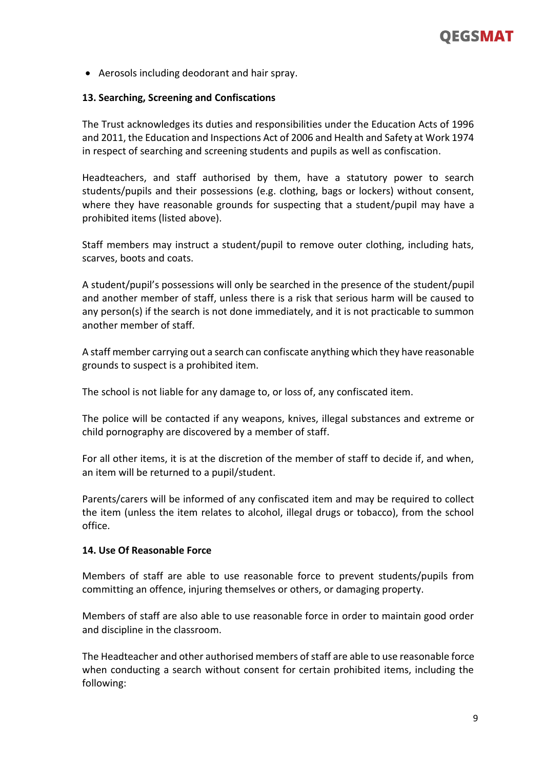- Aerosols including deodorant and hair spray.

**13. Searching, Screening and Confiscations**

The Trust acknowledges its duties and responsibilities under the Education Acts of 1996 and 2011, the Education and Inspections Act of 2006 and Health and Safety at Work 1974 in respect of searching and screening students and pupils as well as confiscation.

Headteachers, and staff authorised by them, have a statutory power to search students/pupils and their possessions (e.g. clothing, bags or lockers) without consent, where they have reasonable grounds for suspecting that a student/pupil may have a prohibited items (listed above).

Staff members may instruct a student/pupil to remove outer clothing, including hats, scarves, boots and coats.

A student/pupil's possessions will only be searched in the presence of the student/pupil and another member of staff, unless there is a risk that serious harm will be caused to any person(s) if the search is not done immediately, and it is not practicable to summon another member of staff.

A staff member carrying out a search can confiscate anything which they have reasonable grounds to suspect is a prohibited item.

The school is not liable for any damage to, or loss of, any confiscated item.

The police will be contacted if any weapons, knives, illegal substances and extreme or child pornography are discovered by a member of staff.

For all other items, it is at the discretion of the member of staff to decide if, and when, an item will be returned to a pupil/student.

Parents/carers will be informed of any confiscated item and may be required to collect the item (unless the item relates to alcohol, illegal drugs or tobacco), from the school office.

**14. Use Of Reasonable Force**

Members of staff are able to use reasonable force to prevent students/pupils from committing an offence, injuring themselves or others, or damaging property.

Members of staff are also able to use reasonable force in order to maintain good order and discipline in the classroom.

The Headteacher and other authorised members of staff are able to use reasonable force when conducting a search without consent for certain prohibited items, including the following: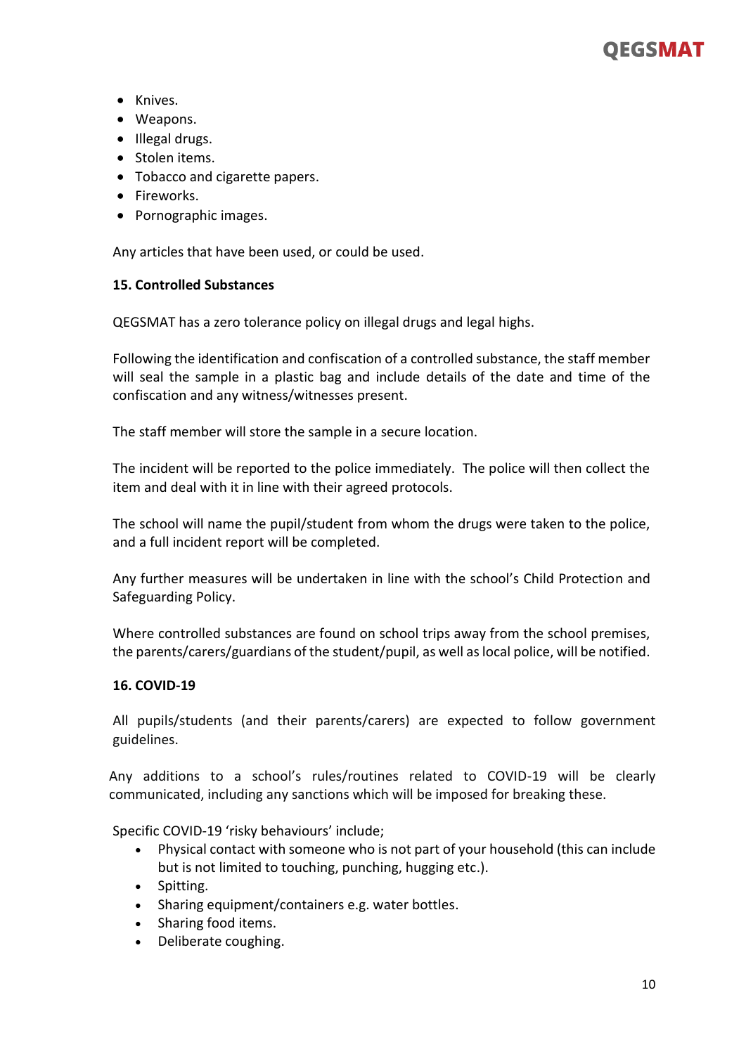- Knives.
- Weapons.
- Illegal drugs.
- Stolen items.
- Tobacco and cigarette papers.
- Fireworks.
- Pornographic images.

Any articles that have been used, or could be used.

**15. Controlled Substances**

QEGSMAT has a zero tolerance policy on illegal drugs and legal highs.

Following the identification and confiscation of a controlled substance, the staff member will seal the sample in a plastic bag and include details of the date and time of the confiscation and any witness/witnesses present.

The staff member will store the sample in a secure location.

The incident will be reported to the police immediately. The police will then collect the item and deal with it in line with their agreed protocols.

The school will name the pupil/student from whom the drugs were taken to the police, and a full incident report will be completed.

Any further measures will be undertaken in line with the school's Child Protection and Safeguarding Policy.

Where controlled substances are found on school trips away from the school premises, the parents/carers/guardians of the student/pupil, as well as local police, will be notified.

**16. COVID-19**

All pupils/students (and their parents/carers) are expected to follow government guidelines.

Any additions to a school's rules/routines related to COVID-19 will be clearly communicated, including any sanctions which will be imposed for breaking these.

Specific COVID-19 'risky behaviours' include;

- Physical contact with someone who is not part of your household (this can include but is not limited to touching, punching, hugging etc.).
- Spitting.
- Sharing equipment/containers e.g. water bottles.
- Sharing food items.
- Deliberate coughing.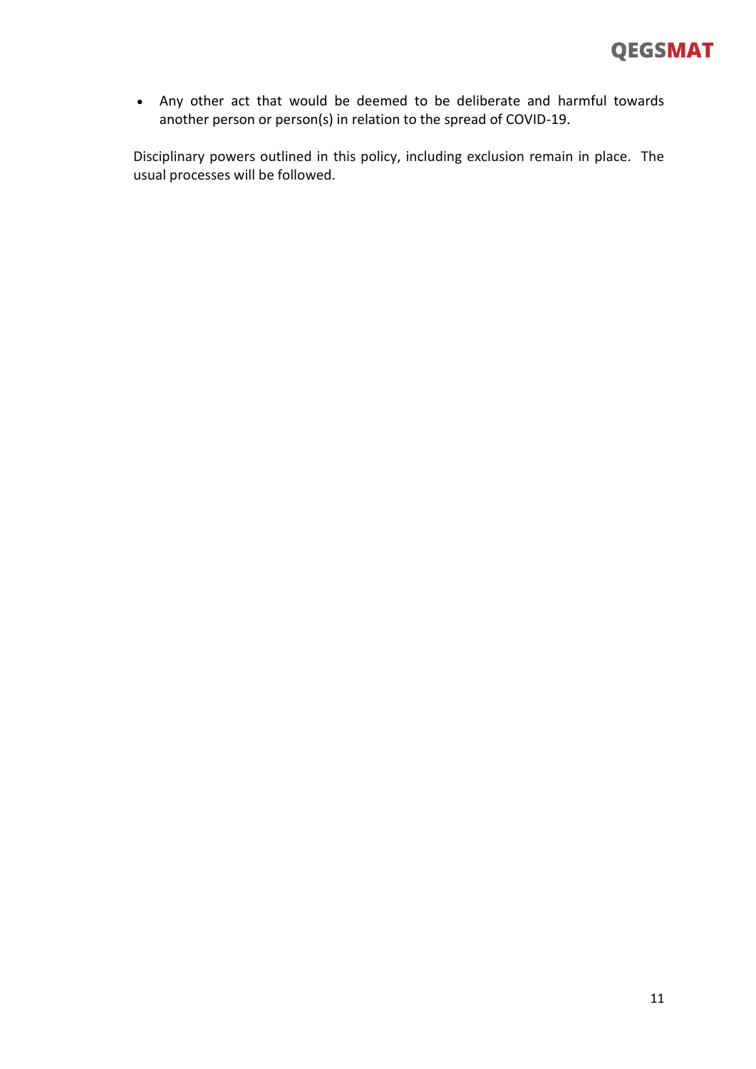- Any other act that would be deemed to be deliberate and harmful towards another person or person(s) in relation to the spread of COVID-19.

Disciplinary powers outlined in this policy, including exclusion remain in place. The usual processes will be followed.